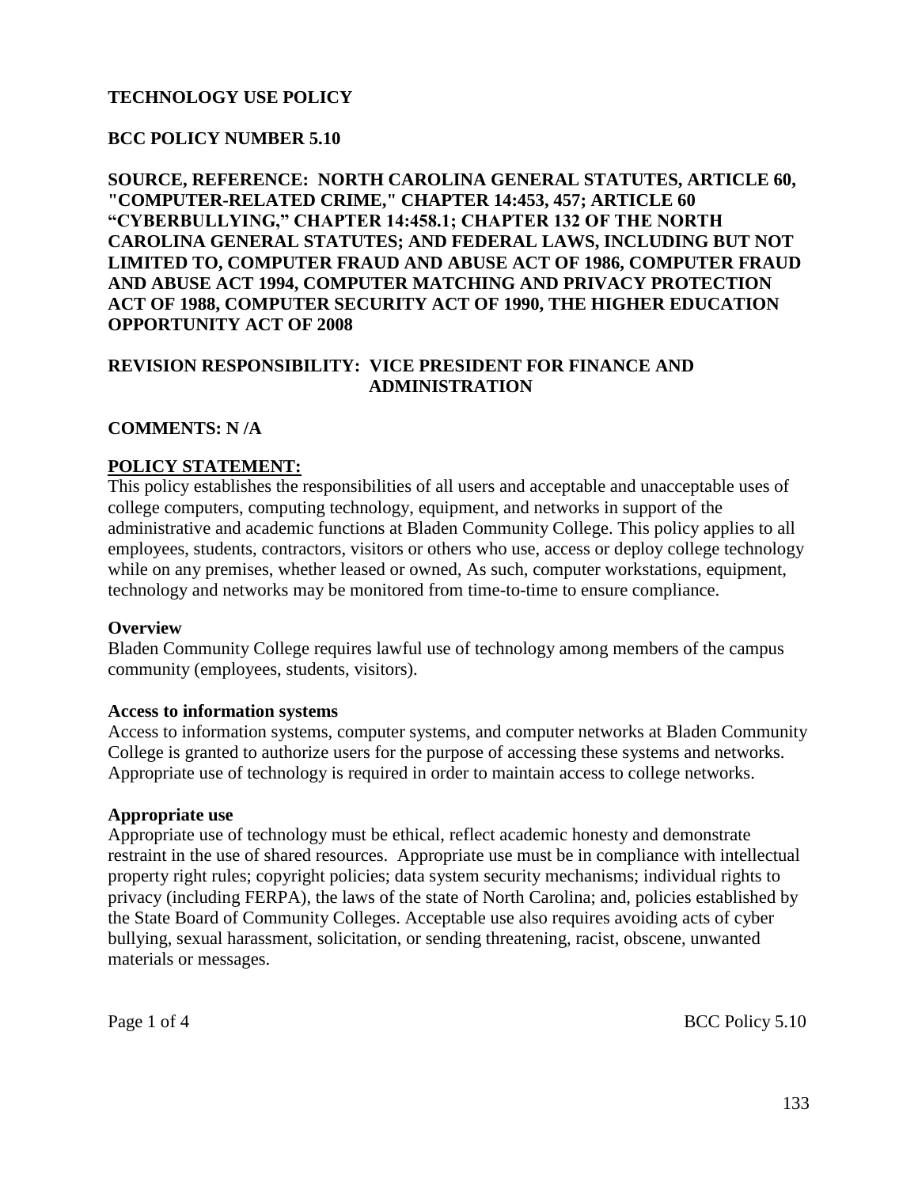# TECHNOLOGY USE POLICY

**BCC POLICY NUMBER 5.10**

**SOURCE, REFERENCE: NORTH CAROLINA GENERAL STATUTES, ARTICLE 60, "COMPUTER-RELATED CRIME," CHAPTER 14:453, 457; ARTICLE 60 "CYBERBULLYING," CHAPTER 14:458.1; CHAPTER 132 OF THE NORTH CAROLINA GENERAL STATUTES; AND FEDERAL LAWS, INCLUDING BUT NOT LIMITED TO, COMPUTER FRAUD AND ABUSE ACT OF 1986, COMPUTER FRAUD AND ABUSE ACT 1994, COMPUTER MATCHING AND PRIVACY PROTECTION ACT OF 1988, COMPUTER SECURITY ACT OF 1990, THE HIGHER EDUCATION OPPORTUNITY ACT OF 2008**

**REVISION RESPONSIBILITY: VICE PRESIDENT FOR FINANCE AND ADMINISTRATION**

**COMMENTS: N /A**

## POLICY STATEMENT:

This policy establishes the responsibilities of all users and acceptable and unacceptable uses of college computers, computing technology, equipment, and networks in support of the administrative and academic functions at Bladen Community College. This policy applies to all employees, students, contractors, visitors or others who use, access or deploy college technology while on any premises, whether leased or owned, As such, computer workstations, equipment, technology and networks may be monitored from time-to-time to ensure compliance.

### Overview

Bladen Community College requires lawful use of technology among members of the campus community (employees, students, visitors).

### Access to information systems

Access to information systems, computer systems, and computer networks at Bladen Community College is granted to authorize users for the purpose of accessing these systems and networks. Appropriate use of technology is required in order to maintain access to college networks.

### Appropriate use

Appropriate use of technology must be ethical, reflect academic honesty and demonstrate restraint in the use of shared resources. Appropriate use must be in compliance with intellectual property right rules; copyright policies; data system security mechanisms; individual rights to privacy (including FERPA), the laws of the state of North Carolina; and, policies established by the State Board of Community Colleges. Acceptable use also requires avoiding acts of cyber bullying, sexual harassment, solicitation, or sending threatening, racist, obscene, unwanted materials or messages.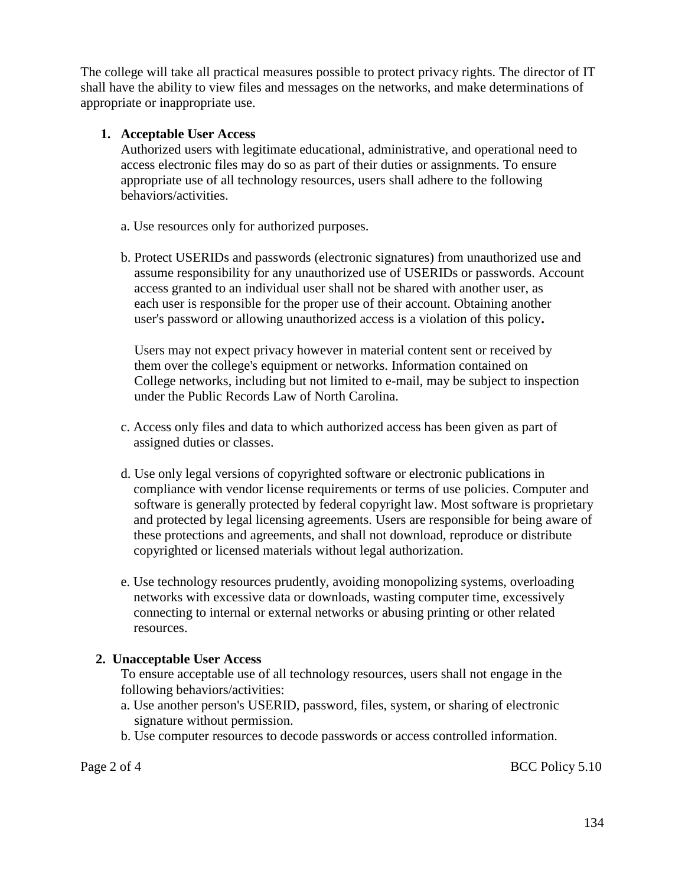The college will take all practical measures possible to protect privacy rights. The director of IT shall have the ability to view files and messages on the networks, and make determinations of appropriate or inappropriate use.

1. **Acceptable User Access**

   Authorized users with legitimate educational, administrative, and operational need to access electronic files may do so as part of their duties or assignments. To ensure appropriate use of all technology resources, users shall adhere to the following behaviors/activities.

   a. Use resources only for authorized purposes.

   b. Protect USERIDs and passwords (electronic signatures) from unauthorized use and assume responsibility for any unauthorized use of USERIDs or passwords. Account access granted to an individual user shall not be shared with another user, as each user is responsible for the proper use of their account. Obtaining another user's password or allowing unauthorized access is a violation of this policy**.**

   Users may not expect privacy however in material content sent or received by them over the college's equipment or networks. Information contained on College networks, including but not limited to e-mail, may be subject to inspection under the Public Records Law of North Carolina.

   c. Access only files and data to which authorized access has been given as part of assigned duties or classes.

   d. Use only legal versions of copyrighted software or electronic publications in compliance with vendor license requirements or terms of use policies. Computer and software is generally protected by federal copyright law. Most software is proprietary and protected by legal licensing agreements. Users are responsible for being aware of these protections and agreements, and shall not download, reproduce or distribute copyrighted or licensed materials without legal authorization.

   e. Use technology resources prudently, avoiding monopolizing systems, overloading networks with excessive data or downloads, wasting computer time, excessively connecting to internal or external networks or abusing printing or other related resources.

2. **Unacceptable User Access**

   To ensure acceptable use of all technology resources, users shall not engage in the following behaviors/activities:

   a. Use another person's USERID, password, files, system, or sharing of electronic signature without permission.

   b. Use computer resources to decode passwords or access controlled information.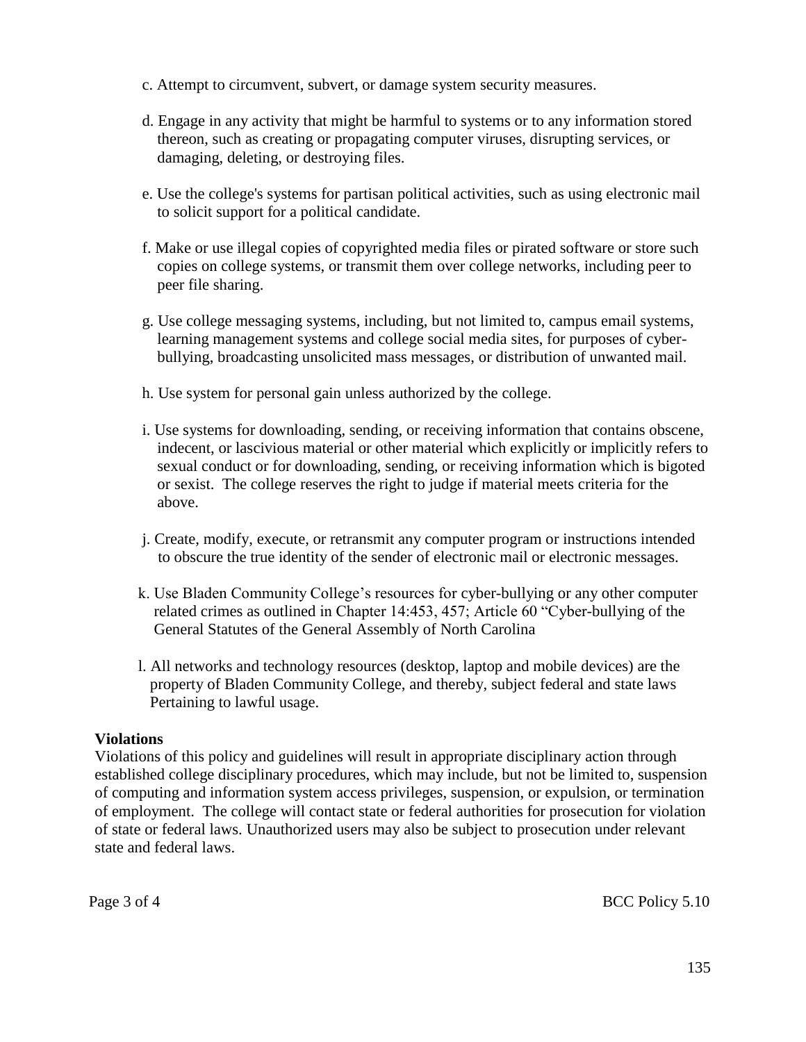c. Attempt to circumvent, subvert, or damage system security measures.

d. Engage in any activity that might be harmful to systems or to any information stored thereon, such as creating or propagating computer viruses, disrupting services, or damaging, deleting, or destroying files.

e. Use the college's systems for partisan political activities, such as using electronic mail to solicit support for a political candidate.

f. Make or use illegal copies of copyrighted media files or pirated software or store such copies on college systems, or transmit them over college networks, including peer to peer file sharing.

g. Use college messaging systems, including, but not limited to, campus email systems, learning management systems and college social media sites, for purposes of cyber-bullying, broadcasting unsolicited mass messages, or distribution of unwanted mail.

h. Use system for personal gain unless authorized by the college.

i. Use systems for downloading, sending, or receiving information that contains obscene, indecent, or lascivious material or other material which explicitly or implicitly refers to sexual conduct or for downloading, sending, or receiving information which is bigoted or sexist. The college reserves the right to judge if material meets criteria for the above.

j. Create, modify, execute, or retransmit any computer program or instructions intended to obscure the true identity of the sender of electronic mail or electronic messages.

k. Use Bladen Community College's resources for cyber-bullying or any other computer related crimes as outlined in Chapter 14:453, 457; Article 60 "Cyber-bullying of the General Statutes of the General Assembly of North Carolina

l. All networks and technology resources (desktop, laptop and mobile devices) are the property of Bladen Community College, and thereby, subject federal and state laws Pertaining to lawful usage.

**Violations**

Violations of this policy and guidelines will result in appropriate disciplinary action through established college disciplinary procedures, which may include, but not be limited to, suspension of computing and information system access privileges, suspension, or expulsion, or termination of employment. The college will contact state or federal authorities for prosecution for violation of state or federal laws. Unauthorized users may also be subject to prosecution under relevant state and federal laws.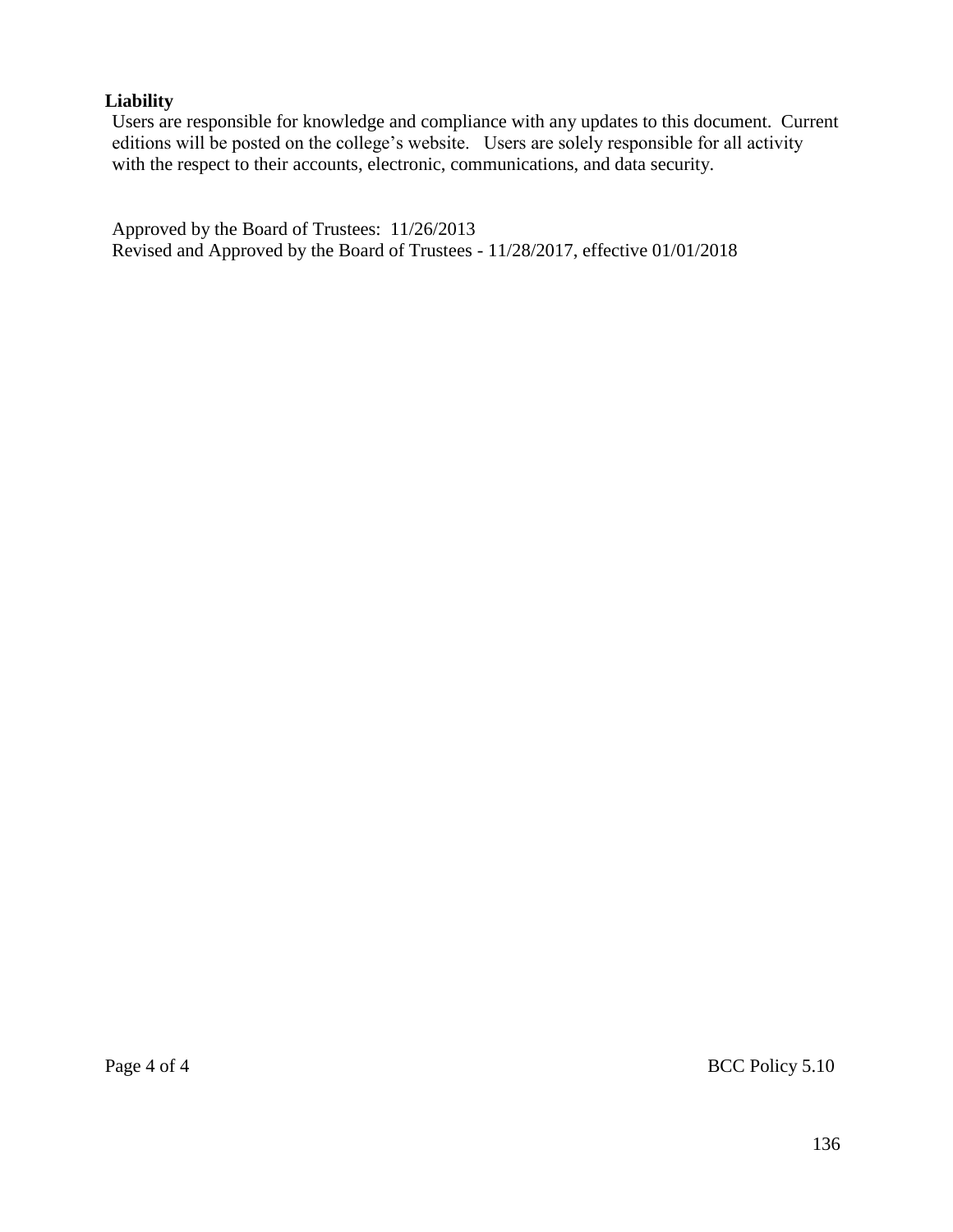**Liability**

Users are responsible for knowledge and compliance with any updates to this document. Current editions will be posted on the college's website. Users are solely responsible for all activity with the respect to their accounts, electronic, communications, and data security.

Approved by the Board of Trustees: 11/26/2013
Revised and Approved by the Board of Trustees - 11/28/2017, effective 01/01/2018